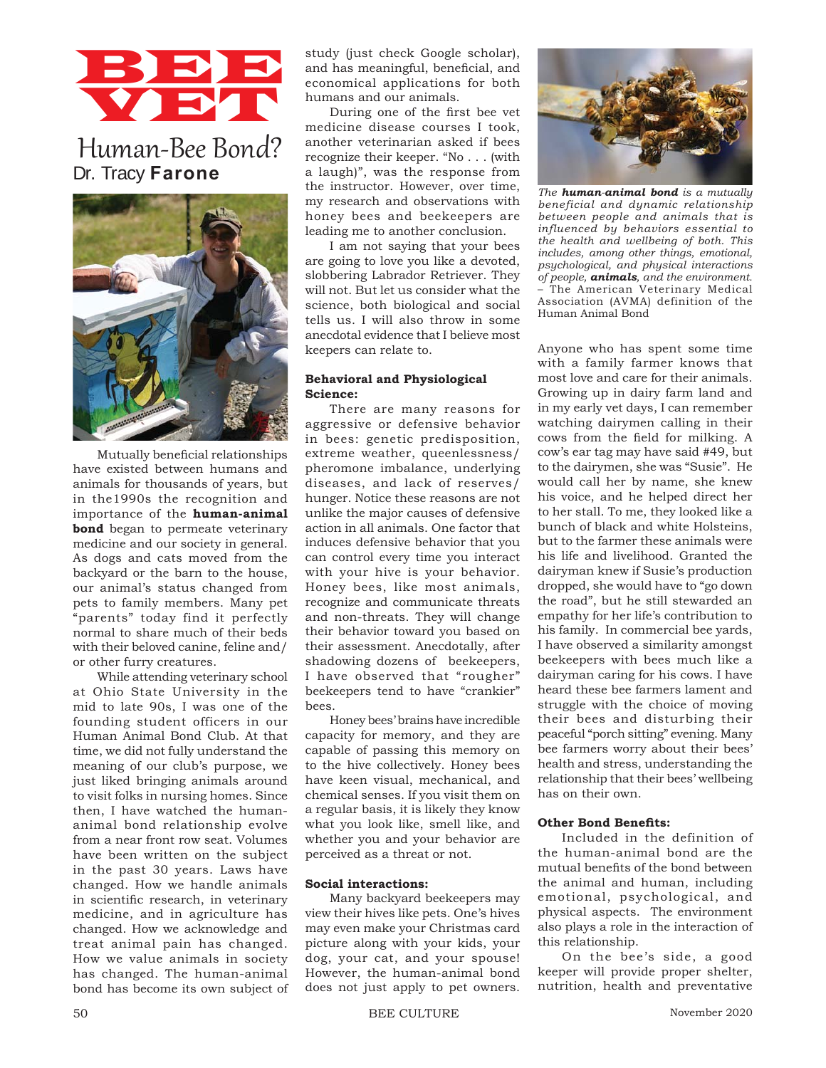# BEE VET

## Human-Bee Bond?

Dr. Tracy **Farone**

Mutually beneficial relationships have existed between humans and animals for thousands of years, but in the1990s the recognition and importance of the **human-animal bond** began to permeate veterinary medicine and our society in general. As dogs and cats moved from the backyard or the barn to the house, our animal's status changed from pets to family members. Many pet "parents" today find it perfectly normal to share much of their beds with their beloved canine, feline and/or other furry creatures.

While attending veterinary school at Ohio State University in the mid to late 90s, I was one of the founding student officers in our Human Animal Bond Club. At that time, we did not fully understand the meaning of our club's purpose, we just liked bringing animals around to visit folks in nursing homes. Since then, I have watched the human-animal bond relationship evolve from a near front row seat. Volumes have been written on the subject in the past 30 years. Laws have changed. How we handle animals in scientific research, in veterinary medicine, and in agriculture has changed. How we acknowledge and treat animal pain has changed. How we value animals in society has changed. The human-animal bond has become its own subject of study (just check Google scholar), and has meaningful, beneficial, and economical applications for both humans and our animals.

During one of the first bee vet medicine disease courses I took, another veterinarian asked if bees recognize their keeper. "No . . . (with a laugh)", was the response from the instructor. However, over time, my research and observations with honey bees and beekeepers are leading me to another conclusion.

I am not saying that your bees are going to love you like a devoted, slobbering Labrador Retriever. They will not. But let us consider what the science, both biological and social tells us. I will also throw in some anecdotal evidence that I believe most keepers can relate to.

**Behavioral and Physiological Science:**

There are many reasons for aggressive or defensive behavior in bees: genetic predisposition, extreme weather, queenlessness/pheromone imbalance, underlying diseases, and lack of reserves/hunger. Notice these reasons are not unlike the major causes of defensive action in all animals. One factor that induces defensive behavior that you can control every time you interact with your hive is your behavior. Honey bees, like most animals, recognize and communicate threats and non-threats. They will change their behavior toward you based on their assessment. Anecdotally, after shadowing dozens of beekeepers, I have observed that "rougher" beekeepers tend to have "crankier" bees.

Honey bees' brains have incredible capacity for memory, and they are capable of passing this memory on to the hive collectively. Honey bees have keen visual, mechanical, and chemical senses. If you visit them on a regular basis, it is likely they know what you look like, smell like, and whether you and your behavior are perceived as a threat or not.

**Social interactions:**

Many backyard beekeepers may view their hives like pets. One's hives may even make your Christmas card picture along with your kids, your dog, your cat, and your spouse! However, the human-animal bond does not just apply to pet owners.

*The **human-animal bond** is a mutually beneficial and dynamic relationship between people and animals that is influenced by behaviors essential to the health and wellbeing of both. This includes, among other things, emotional, psychological, and physical interactions of people, **animals**, and the environment.*
– The American Veterinary Medical Association (AVMA) definition of the Human Animal Bond

Anyone who has spent some time with a family farmer knows that most love and care for their animals. Growing up in dairy farm land and in my early vet days, I can remember watching dairymen calling in their cows from the field for milking. A cow's ear tag may have said #49, but to the dairymen, she was "Susie". He would call her by name, she knew his voice, and he helped direct her to her stall. To me, they looked like a bunch of black and white Holsteins, but to the farmer these animals were his life and livelihood. Granted the dairyman knew if Susie's production dropped, she would have to "go down the road", but he still stewarded an empathy for her life's contribution to his family. In commercial bee yards, I have observed a similarity amongst beekeepers with bees much like a dairyman caring for his cows. I have heard these bee farmers lament and struggle with the choice of moving their bees and disturbing their peaceful "porch sitting" evening. Many bee farmers worry about their bees' health and stress, understanding the relationship that their bees' wellbeing has on their own.

**Other Bond Benefits:**

Included in the definition of the human-animal bond are the mutual benefits of the bond between the animal and human, including emotional, psychological, and physical aspects. The environment also plays a role in the interaction of this relationship.

On the bee's side, a good keeper will provide proper shelter, nutrition, health and preventative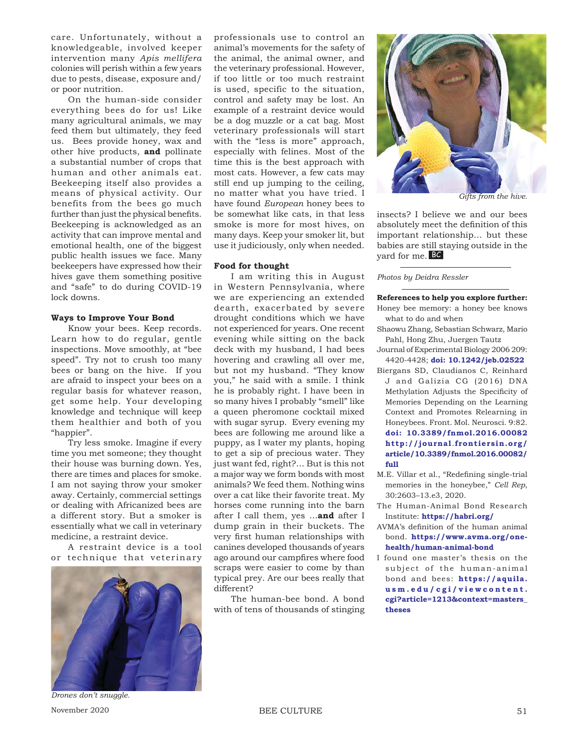care. Unfortunately, without a knowledgeable, involved keeper intervention many *Apis mellifera* colonies will perish within a few years due to pests, disease, exposure and/or poor nutrition.

On the human-side consider everything bees do for us! Like many agricultural animals, we may feed them but ultimately, they feed us. Bees provide honey, wax and other hive products, **and** pollinate a substantial number of crops that human and other animals eat. Beekeeping itself also provides a means of physical activity. Our benefits from the bees go much further than just the physical benefits. Beekeeping is acknowledged as an activity that can improve mental and emotional health, one of the biggest public health issues we face. Many beekeepers have expressed how their hives gave them something positive and "safe" to do during COVID-19 lock downs.

**Ways to Improve Your Bond**

Know your bees. Keep records. Learn how to do regular, gentle inspections. Move smoothly, at "bee speed". Try not to crush too many bees or bang on the hive. If you are afraid to inspect your bees on a regular basis for whatever reason, get some help. Your developing knowledge and technique will keep them healthier and both of you "happier".

Try less smoke. Imagine if every time you met someone; they thought their house was burning down. Yes, there are times and places for smoke. I am not saying throw your smoker away. Certainly, commercial settings or dealing with Africanized bees are a different story. But a smoker is essentially what we call in veterinary medicine, a restraint device.

A restraint device is a tool or technique that veterinary professionals use to control an animal's movements for the safety of the animal, the animal owner, and the veterinary professional. However, if too little or too much restraint is used, specific to the situation, control and safety may be lost. An example of a restraint device would be a dog muzzle or a cat bag. Most veterinary professionals will start with the "less is more" approach, especially with felines. Most of the time this is the best approach with most cats. However, a few cats may still end up jumping to the ceiling, no matter what you have tried. I have found *European* honey bees to be somewhat like cats, in that less smoke is more for most hives, on many days. Keep your smoker lit, but use it judiciously, only when needed.

*Drones don't snuggle.*

**Food for thought**

I am writing this in August in Western Pennsylvania, where we are experiencing an extended dearth, exacerbated by severe drought conditions which we have not experienced for years. One recent evening while sitting on the back deck with my husband, I had bees hovering and crawling all over me, but not my husband. "They know you," he said with a smile. I think he is probably right. I have been in so many hives I probably "smell" like a queen pheromone cocktail mixed with sugar syrup. Every evening my bees are following me around like a puppy, as I water my plants, hoping to get a sip of precious water. They just want fed, right?... But is this not a major way we form bonds with most animals? We feed them. Nothing wins over a cat like their favorite treat. My horses come running into the barn after I call them, yes ...**and** after I dump grain in their buckets. The very first human relationships with canines developed thousands of years ago around our campfires where food scraps were easier to come by than typical prey. Are our bees really that different?

The human-bee bond. A bond with of tens of thousands of stinging insects? I believe we and our bees absolutely meet the definition of this important relationship... but these babies are still staying outside in the yard for me. BC

*Gifts from the hive.*

*Photos by Deidra Ressler*

**References to help you explore further:**

Honey bee memory: a honey bee knows what to do and when

Shaowu Zhang, Sebastian Schwarz, Mario Pahl, Hong Zhu, Juergen Tautz

Journal of Experimental Biology 2006 209: 4420-4428; **doi: 10.1242/jeb.02522**

Biergans SD, Claudianos C, Reinhard J and Galizia CG (2016) DNA Methylation Adjusts the Specificity of Memories Depending on the Learning Context and Promotes Relearning in Honeybees. Front. Mol. Neurosci. 9:82. **doi: 10.3389/fnmol.2016.00082** **http://journal.frontiersin.org/article/10.3389/fnmol.2016.00082/full**

M.E. Villar et al., "Redefining single-trial memories in the honeybee," *Cell Rep*, 30:2603–13.e3, 2020.

The Human-Animal Bond Research Institute: **https://habri.org/**

AVMA's definition of the human animal bond. **https://www.avma.org/one-health/human-animal-bond**

I found one master's thesis on the subject of the human-animal bond and bees: **https://aquila.usm.edu/cgi/viewcontent.cgi?article=1213&context=masters_theses**